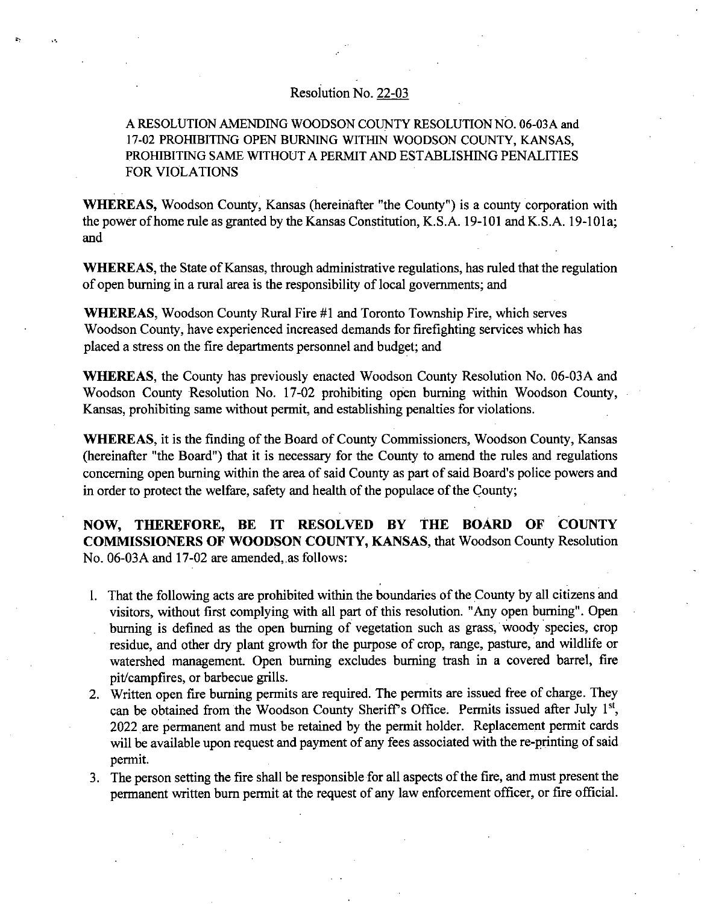Resolution No. 22-03

A RESOLUTION AMENDING WOODSON COUNTY RESOLUTION NO. 06-03A and 17-02 PROHIBITING OPEN BURNING WITHIN WOODSON COUNTY, KANSAS, PROHIBITING SAME WITHOUT A PERMIT AND ESTABLISHING PENALITIES FOR VIOLATIONS

**WHEREAS,** Woodson County, Kansas (hereinafter "the County") is a county corporation with the power of home rule as granted by the Kansas Constitution, K.S.A. 19-101 and K.S.A. 19-101a; and

**WHEREAS**, the State of Kansas, through administrative regulations, has ruled that the regulation of open burning in a rural area is the responsibility of local governments; and

**WHEREAS**, Woodson County Rural Fire #1 and Toronto Township Fire, which serves Woodson County, have experienced increased demands for firefighting services which has placed a stress on the fire departments personnel and budget; and

**WHEREAS**, the County has previously enacted Woodson County Resolution No. 06-03A and Woodson County Resolution No. 17-02 prohibiting open burning within Woodson County, Kansas, prohibiting same without permit, and establishing penalties for violations.

**WHEREAS**, it is the finding of the Board of County Commissioners, Woodson County, Kansas (hereinafter "the Board") that it is necessary for the County to amend the rules and regulations concerning open burning within the area of said County as part of said Board's police powers and in order to protect the welfare, safety and health of the populace of the County;

**NOW, THEREFORE, BE IT RESOLVED BY THE BOARD OF COUNTY COMMISSIONERS OF WOODSON COUNTY, KANSAS**, that Woodson County Resolution No. 06-03A and 17-02 are amended, as follows:

1. That the following acts are prohibited within the boundaries of the County by all citizens and visitors, without first complying with all part of this resolution. "Any open burning". Open burning is defined as the open burning of vegetation such as grass, woody species, crop residue, and other dry plant growth for the purpose of crop, range, pasture, and wildlife or watershed management. Open burning excludes burning trash in a covered barrel, fire pit/campfires, or barbecue grills.
2. Written open fire burning permits are required. The permits are issued free of charge. They can be obtained from the Woodson County Sheriff's Office. Permits issued after July 1st, 2022 are permanent and must be retained by the permit holder. Replacement permit cards will be available upon request and payment of any fees associated with the re-printing of said permit.
3. The person setting the fire shall be responsible for all aspects of the fire, and must present the permanent written burn permit at the request of any law enforcement officer, or fire official.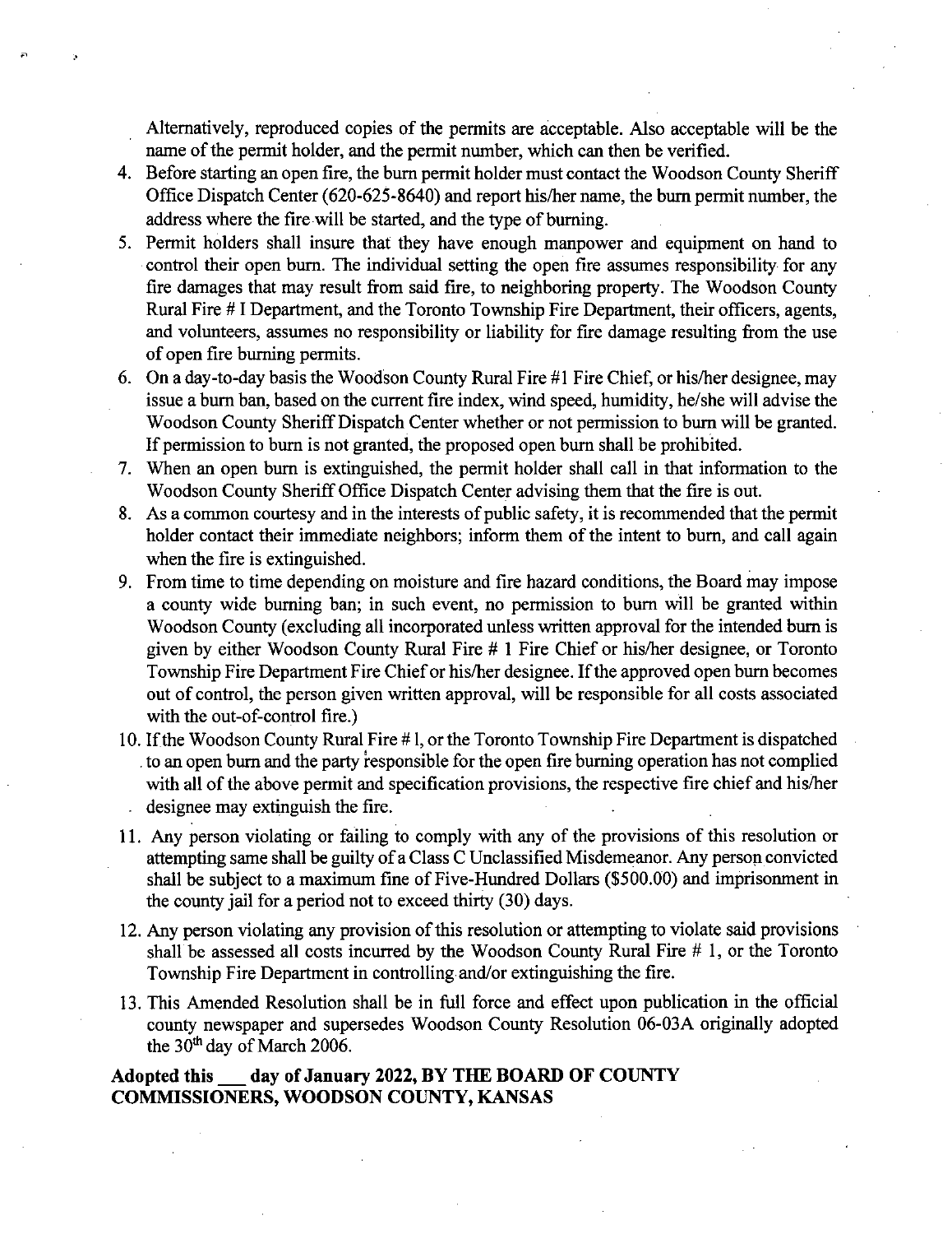Alternatively, reproduced copies of the permits are acceptable. Also acceptable will be the name of the permit holder, and the permit number, which can then be verified.

4. Before starting an open fire, the burn permit holder must contact the Woodson County Sheriff Office Dispatch Center (620-625-8640) and report his/her name, the burn permit number, the address where the fire will be started, and the type of burning.
5. Permit holders shall insure that they have enough manpower and equipment on hand to control their open burn. The individual setting the open fire assumes responsibility for any fire damages that may result from said fire, to neighboring property. The Woodson County Rural Fire # I Department, and the Toronto Township Fire Department, their officers, agents, and volunteers, assumes no responsibility or liability for fire damage resulting from the use of open fire burning permits.
6. On a day-to-day basis the Woodson County Rural Fire #1 Fire Chief, or his/her designee, may issue a burn ban, based on the current fire index, wind speed, humidity, he/she will advise the Woodson County Sheriff Dispatch Center whether or not permission to burn will be granted. If permission to burn is not granted, the proposed open burn shall be prohibited.
7. When an open burn is extinguished, the permit holder shall call in that information to the Woodson County Sheriff Office Dispatch Center advising them that the fire is out.
8. As a common courtesy and in the interests of public safety, it is recommended that the permit holder contact their immediate neighbors; inform them of the intent to burn, and call again when the fire is extinguished.
9. From time to time depending on moisture and fire hazard conditions, the Board may impose a county wide burning ban; in such event, no permission to burn will be granted within Woodson County (excluding all incorporated unless written approval for the intended burn is given by either Woodson County Rural Fire # 1 Fire Chief or his/her designee, or Toronto Township Fire Department Fire Chief or his/her designee. If the approved open burn becomes out of control, the person given written approval, will be responsible for all costs associated with the out-of-control fire.)
10. If the Woodson County Rural Fire # l, or the Toronto Township Fire Department is dispatched to an open burn and the party responsible for the open fire burning operation has not complied with all of the above permit and specification provisions, the respective fire chief and his/her designee may extinguish the fire.
11. Any person violating or failing to comply with any of the provisions of this resolution or attempting same shall be guilty of a Class C Unclassified Misdemeanor. Any person convicted shall be subject to a maximum fine of Five-Hundred Dollars ($500.00) and imprisonment in the county jail for a period not to exceed thirty (30) days.
12. Any person violating any provision of this resolution or attempting to violate said provisions shall be assessed all costs incurred by the Woodson County Rural Fire # 1, or the Toronto Township Fire Department in controlling and/or extinguishing the fire.
13. This Amended Resolution shall be in full force and effect upon publication in the official county newspaper and supersedes Woodson County Resolution 06-03A originally adopted the 30th day of March 2006.

**Adopted this ___ day of January 2022, BY THE BOARD OF COUNTY COMMISSIONERS, WOODSON COUNTY, KANSAS**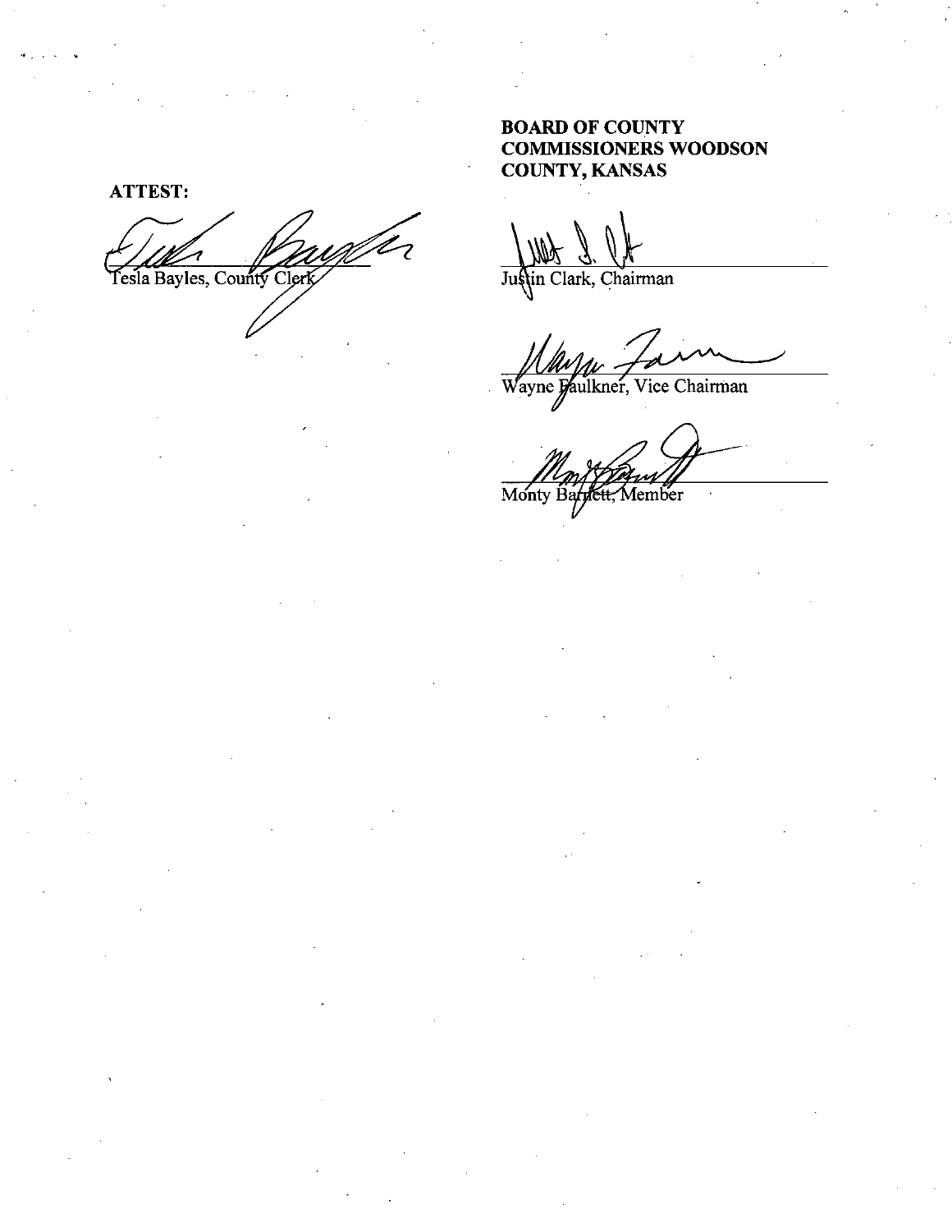**BOARD OF COUNTY COMMISSIONERS WOODSON COUNTY, KANSAS**

**ATTEST:**

Tesla Bayles, County Clerk

Justin Clark, Chairman

Wayne Faulkner, Vice Chairman

Monty Barnett, Member